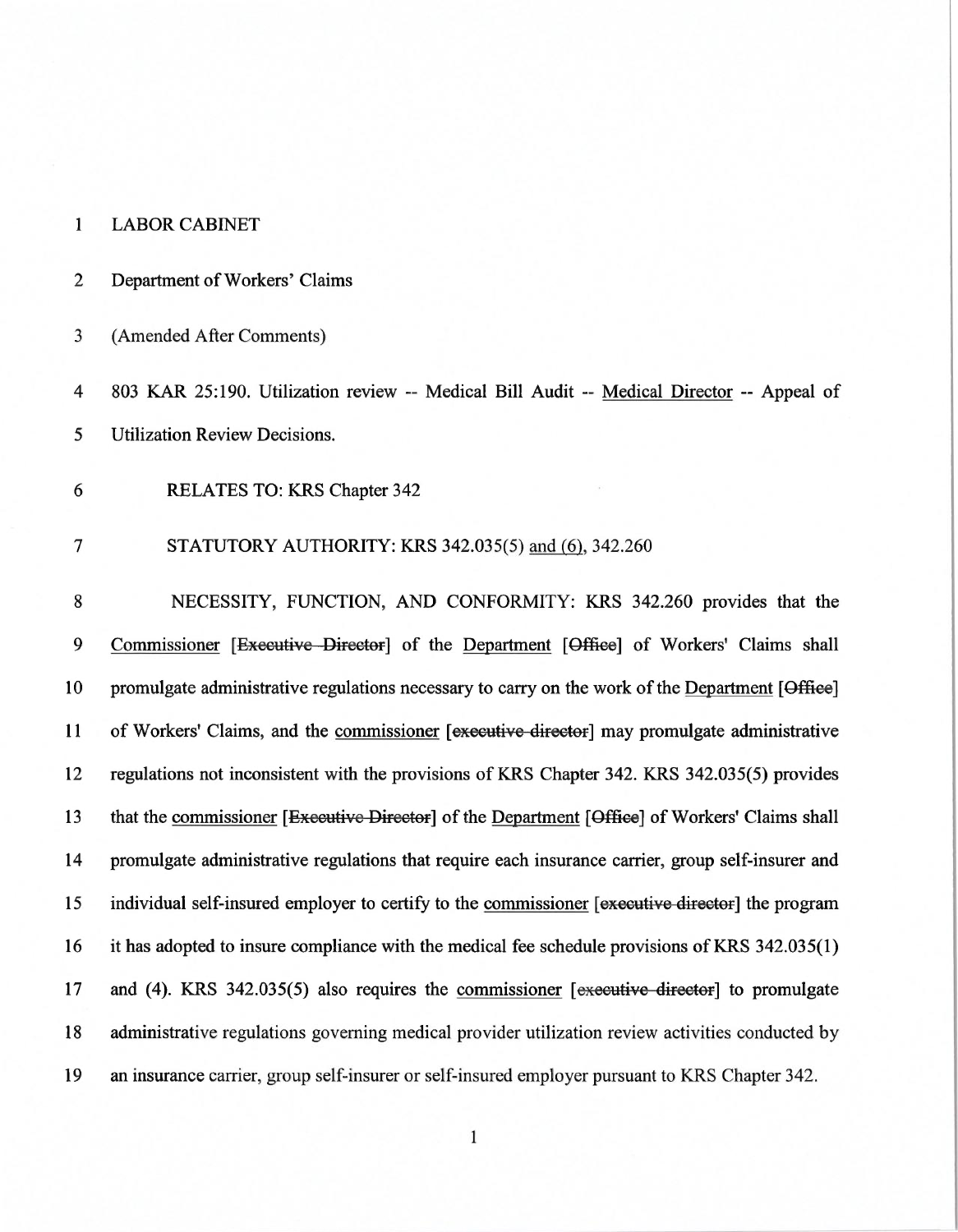LABOR CABINET

Department of Workers' Claims

(Amended After Comments)

803 KAR 25:190. Utilization review -- Medical Bill Audit -- Medical Director -- Appeal of Utilization Review Decisions.

RELATES TO: KRS Chapter 342

STATUTORY AUTHORITY: KRS 342.035(5) and (6), 342.260

NECESSITY, FUNCTION, AND CONFORMITY: KRS 342.260 provides that the Commissioner [~~Executive Director~~] of the Department [~~Office~~] of Workers' Claims shall promulgate administrative regulations necessary to carry on the work of the Department [~~Office~~] of Workers' Claims, and the commissioner [~~executive director~~] may promulgate administrative regulations not inconsistent with the provisions of KRS Chapter 342. KRS 342.035(5) provides that the commissioner [~~Executive Director~~] of the Department [~~Office~~] of Workers' Claims shall promulgate administrative regulations that require each insurance carrier, group self-insurer and individual self-insured employer to certify to the commissioner [~~executive director~~] the program it has adopted to insure compliance with the medical fee schedule provisions of KRS 342.035(1) and (4). KRS 342.035(5) also requires the commissioner [~~executive director~~] to promulgate administrative regulations governing medical provider utilization review activities conducted by an insurance carrier, group self-insurer or self-insured employer pursuant to KRS Chapter 342.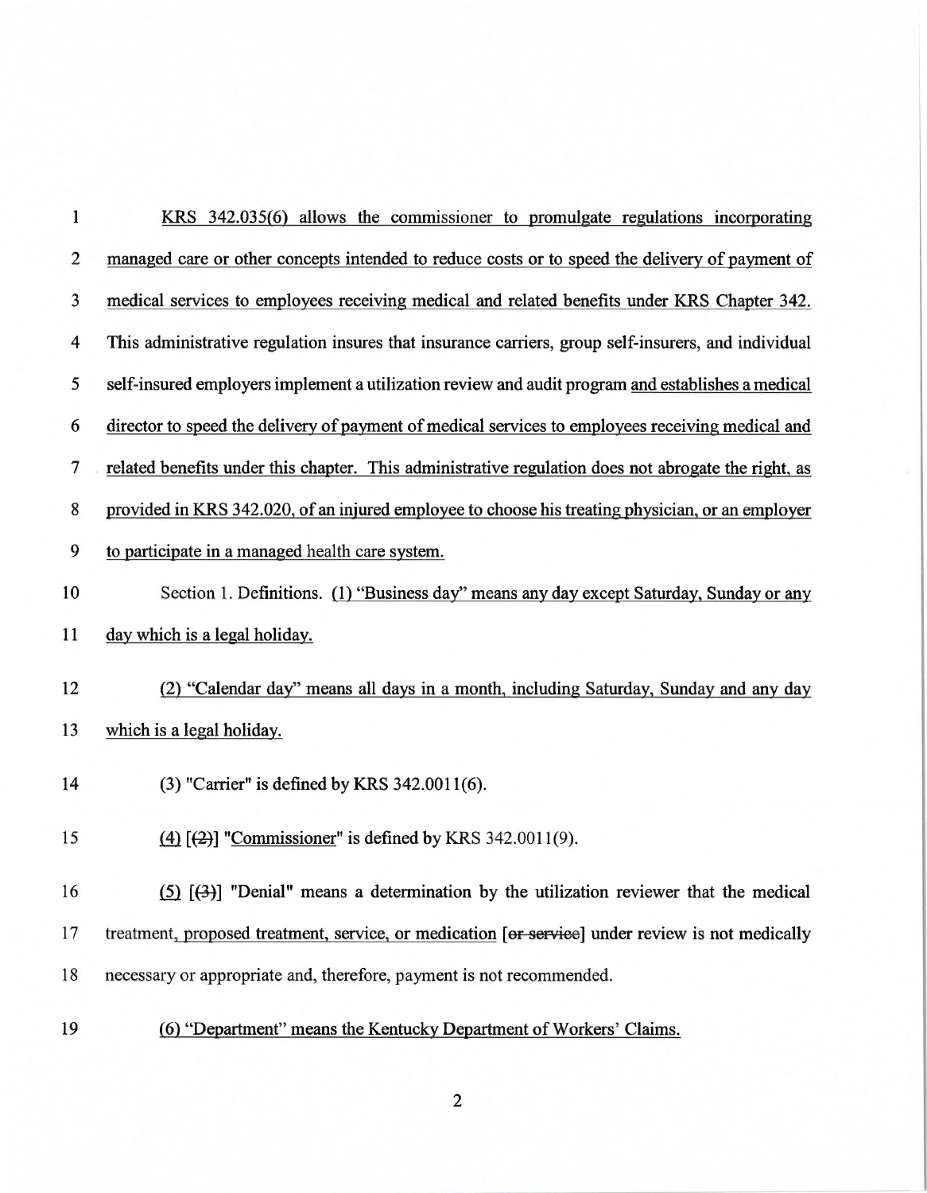KRS 342.035(6) allows the commissioner to promulgate regulations incorporating managed care or other concepts intended to reduce costs or to speed the delivery of payment of medical services to employees receiving medical and related benefits under KRS Chapter 342. This administrative regulation insures that insurance carriers, group self-insurers, and individual self-insured employers implement a utilization review and audit program and establishes a medical director to speed the delivery of payment of medical services to employees receiving medical and related benefits under this chapter. This administrative regulation does not abrogate the right, as provided in KRS 342.020, of an injured employee to choose his treating physician, or an employer to participate in a managed health care system.

Section 1. Definitions. (1) "Business day" means any day except Saturday, Sunday or any day which is a legal holiday.

(2) "Calendar day" means all days in a month, including Saturday, Sunday and any day which is a legal holiday.

(3) "Carrier" is defined by KRS 342.0011(6).

(4) [(2)] "Commissioner" is defined by KRS 342.0011(9).

(5) [(3)] "Denial" means a determination by the utilization reviewer that the medical treatment, proposed treatment, service, or medication [~~or service~~] under review is not medically necessary or appropriate and, therefore, payment is not recommended.

(6) "Department" means the Kentucky Department of Workers' Claims.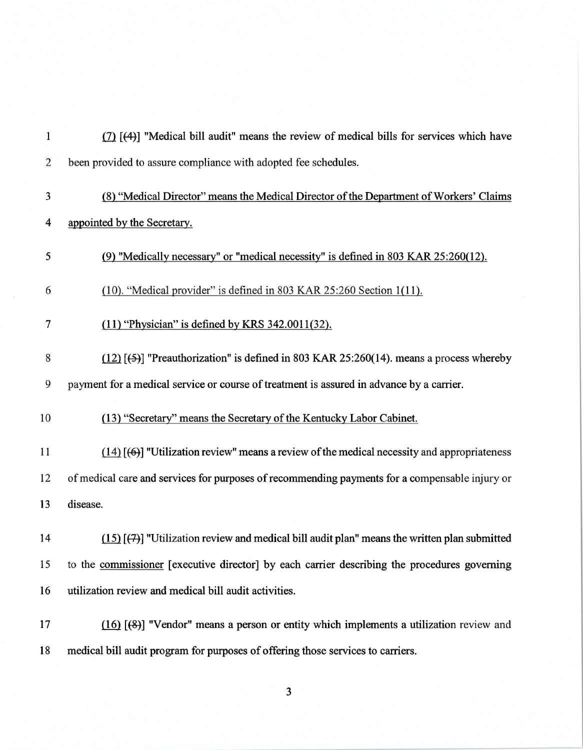(7) [(4)] "Medical bill audit" means the review of medical bills for services which have been provided to assure compliance with adopted fee schedules.

(8) "Medical Director" means the Medical Director of the Department of Workers' Claims appointed by the Secretary.

(9) "Medically necessary" or "medical necessity" is defined in 803 KAR 25:260(12).

(10). "Medical provider" is defined in 803 KAR 25:260 Section 1(11).

(11) "Physician" is defined by KRS 342.0011(32).

(12) [(5)] "Preauthorization" is defined in 803 KAR 25:260(14). means a process whereby payment for a medical service or course of treatment is assured in advance by a carrier.

(13) "Secretary" means the Secretary of the Kentucky Labor Cabinet.

(14) [(6)] "Utilization review" means a review of the medical necessity and appropriateness of medical care and services for purposes of recommending payments for a compensable injury or disease.

(15) [(7)] "Utilization review and medical bill audit plan" means the written plan submitted to the commissioner [executive director] by each carrier describing the procedures governing utilization review and medical bill audit activities.

(16) [(8)] "Vendor" means a person or entity which implements a utilization review and medical bill audit program for purposes of offering those services to carriers.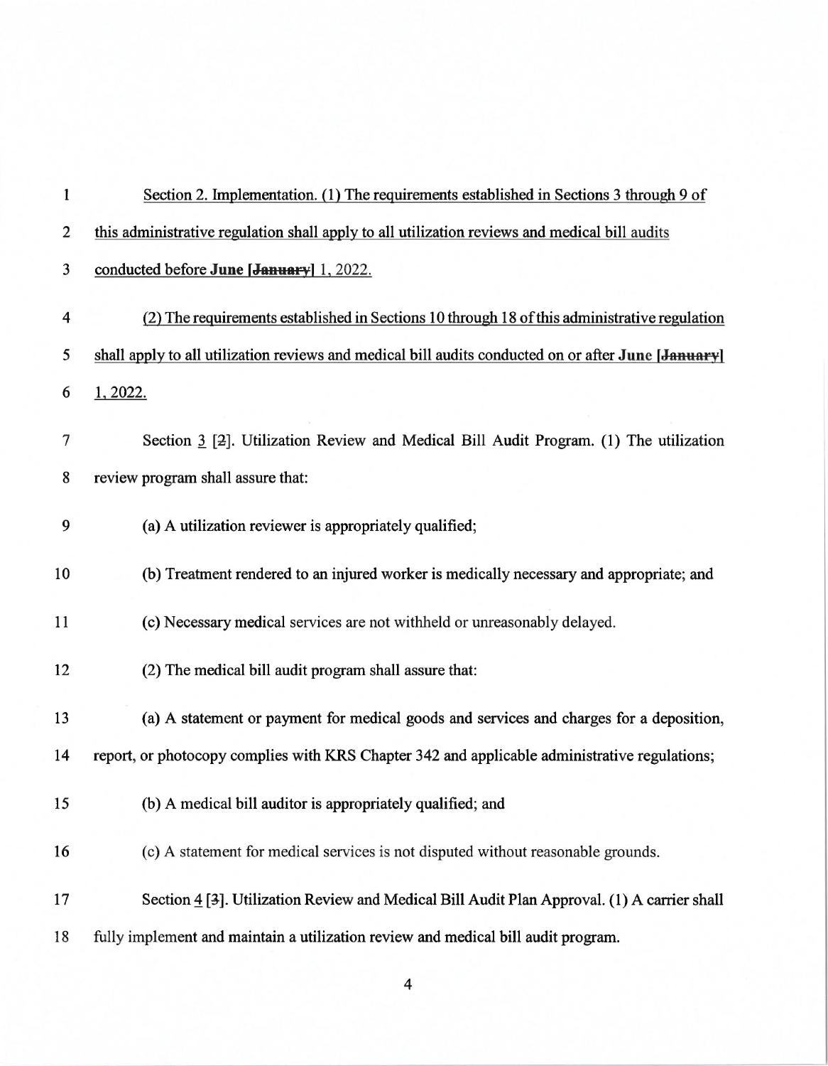Section 2. Implementation. (1) The requirements established in Sections 3 through 9 of this administrative regulation shall apply to all utilization reviews and medical bill audits conducted before **June** [~~January~~] 1, 2022.

(2) The requirements established in Sections 10 through 18 of this administrative regulation shall apply to all utilization reviews and medical bill audits conducted on or after **June** [~~January~~] 1, 2022.

Section 3 [~~2~~]. Utilization Review and Medical Bill Audit Program. (1) The utilization review program shall assure that:

(a) A utilization reviewer is appropriately qualified;

(b) Treatment rendered to an injured worker is medically necessary and appropriate; and

(c) Necessary medical services are not withheld or unreasonably delayed.

(2) The medical bill audit program shall assure that:

(a) A statement or payment for medical goods and services and charges for a deposition, report, or photocopy complies with KRS Chapter 342 and applicable administrative regulations;

(b) A medical bill auditor is appropriately qualified; and

(c) A statement for medical services is not disputed without reasonable grounds.

Section 4 [~~3~~]. Utilization Review and Medical Bill Audit Plan Approval. (1) A carrier shall fully implement and maintain a utilization review and medical bill audit program.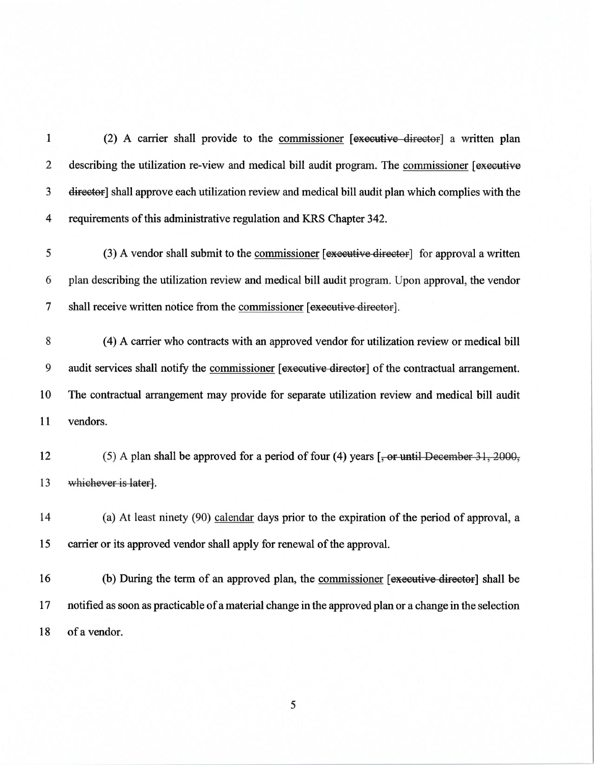(2) A carrier shall provide to the commissioner [executive director] a written plan describing the utilization re-view and medical bill audit program. The commissioner [executive director] shall approve each utilization review and medical bill audit plan which complies with the requirements of this administrative regulation and KRS Chapter 342.

(3) A vendor shall submit to the commissioner [executive director] for approval a written plan describing the utilization review and medical bill audit program. Upon approval, the vendor shall receive written notice from the commissioner [executive director].

(4) A carrier who contracts with an approved vendor for utilization review or medical bill audit services shall notify the commissioner [executive director] of the contractual arrangement. The contractual arrangement may provide for separate utilization review and medical bill audit vendors.

(5) A plan shall be approved for a period of four (4) years [, or until December 31, 2000, whichever is later].

(a) At least ninety (90) calendar days prior to the expiration of the period of approval, a carrier or its approved vendor shall apply for renewal of the approval.

(b) During the term of an approved plan, the commissioner [executive director] shall be notified as soon as practicable of a material change in the approved plan or a change in the selection of a vendor.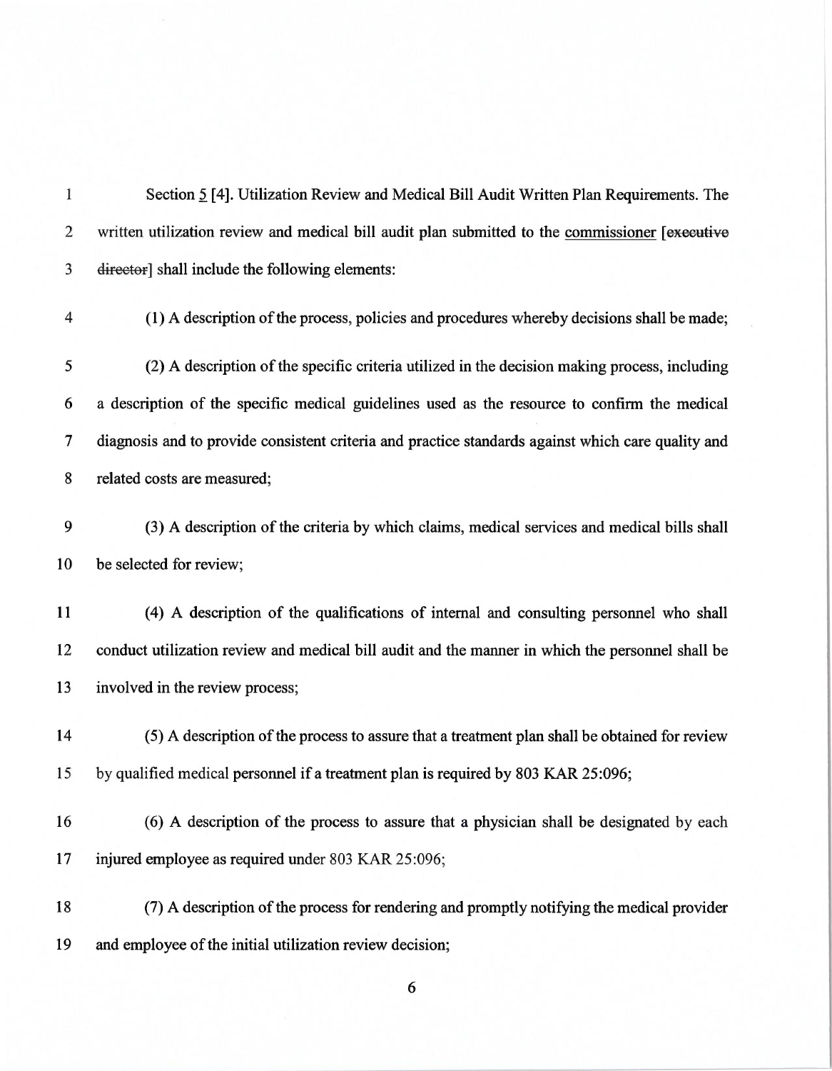Section 5 [4]. Utilization Review and Medical Bill Audit Written Plan Requirements. The written utilization review and medical bill audit plan submitted to the commissioner [~~executive director~~] shall include the following elements:

(1) A description of the process, policies and procedures whereby decisions shall be made;

(2) A description of the specific criteria utilized in the decision making process, including a description of the specific medical guidelines used as the resource to confirm the medical diagnosis and to provide consistent criteria and practice standards against which care quality and related costs are measured;

(3) A description of the criteria by which claims, medical services and medical bills shall be selected for review;

(4) A description of the qualifications of internal and consulting personnel who shall conduct utilization review and medical bill audit and the manner in which the personnel shall be involved in the review process;

(5) A description of the process to assure that a treatment plan shall be obtained for review by qualified medical personnel if a treatment plan is required by 803 KAR 25:096;

(6) A description of the process to assure that a physician shall be designated by each injured employee as required under 803 KAR 25:096;

(7) A description of the process for rendering and promptly notifying the medical provider and employee of the initial utilization review decision;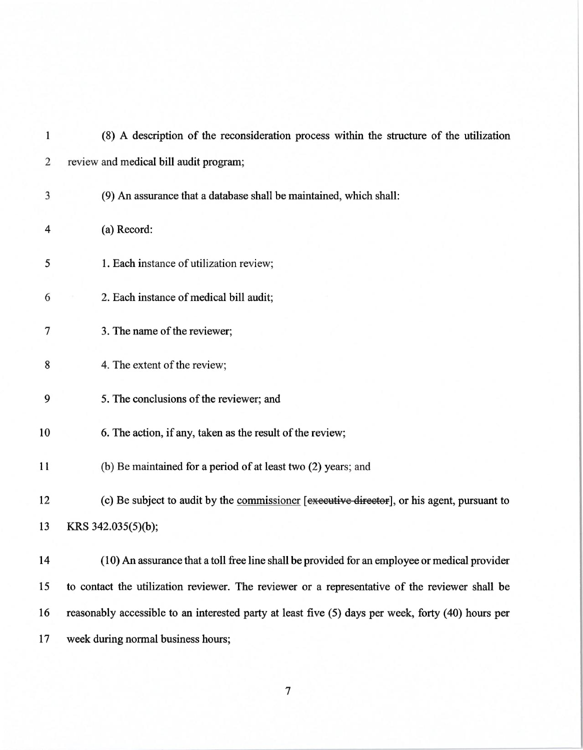(8) A description of the reconsideration process within the structure of the utilization review and medical bill audit program;

(9) An assurance that a database shall be maintained, which shall:

(a) Record:

1. Each instance of utilization review;

2. Each instance of medical bill audit;

3. The name of the reviewer;

4. The extent of the review;

5. The conclusions of the reviewer; and

6. The action, if any, taken as the result of the review;

(b) Be maintained for a period of at least two (2) years; and

(c) Be subject to audit by the <u>commissioner</u> [~~executive director~~], or his agent, pursuant to KRS 342.035(5)(b);

(10) An assurance that a toll free line shall be provided for an employee or medical provider to contact the utilization reviewer. The reviewer or a representative of the reviewer shall be reasonably accessible to an interested party at least five (5) days per week, forty (40) hours per week during normal business hours;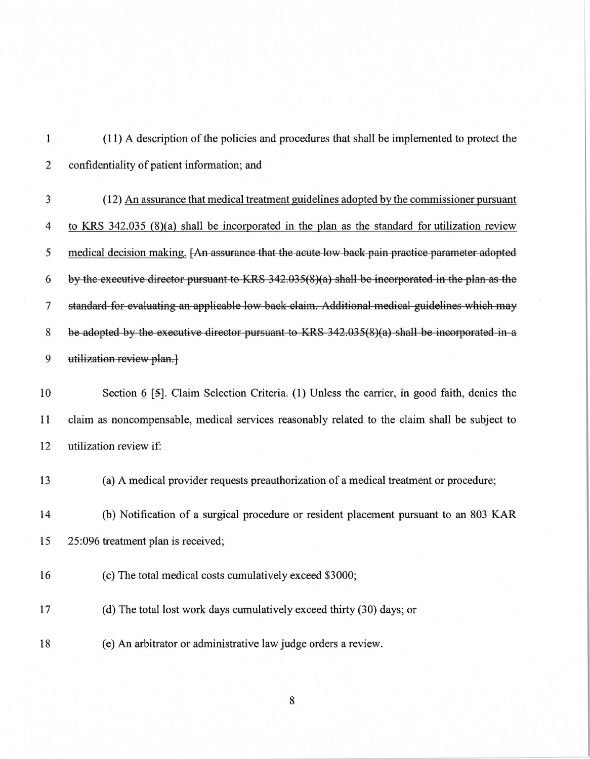(11) A description of the policies and procedures that shall be implemented to protect the confidentiality of patient information; and

(12) <u>An assurance that medical treatment guidelines adopted by the commissioner pursuant to KRS 342.035 (8)(a) shall be incorporated in the plan as the standard for utilization review medical decision making.</u> [~~An assurance that the acute low back pain practice parameter adopted by the executive director pursuant to KRS 342.035(8)(a) shall be incorporated in the plan as the standard for evaluating an applicable low back claim. Additional medical guidelines which may be adopted by the executive director pursuant to KRS 342.035(8)(a) shall be incorporated in a utilization review plan.~~]

Section <u>6</u> [~~5~~]. Claim Selection Criteria. (1) Unless the carrier, in good faith, denies the claim as noncompensable, medical services reasonably related to the claim shall be subject to utilization review if:

(a) A medical provider requests preauthorization of a medical treatment or procedure;

(b) Notification of a surgical procedure or resident placement pursuant to an 803 KAR 25:096 treatment plan is received;

(c) The total medical costs cumulatively exceed $3000;

(d) The total lost work days cumulatively exceed thirty (30) days; or

(e) An arbitrator or administrative law judge orders a review.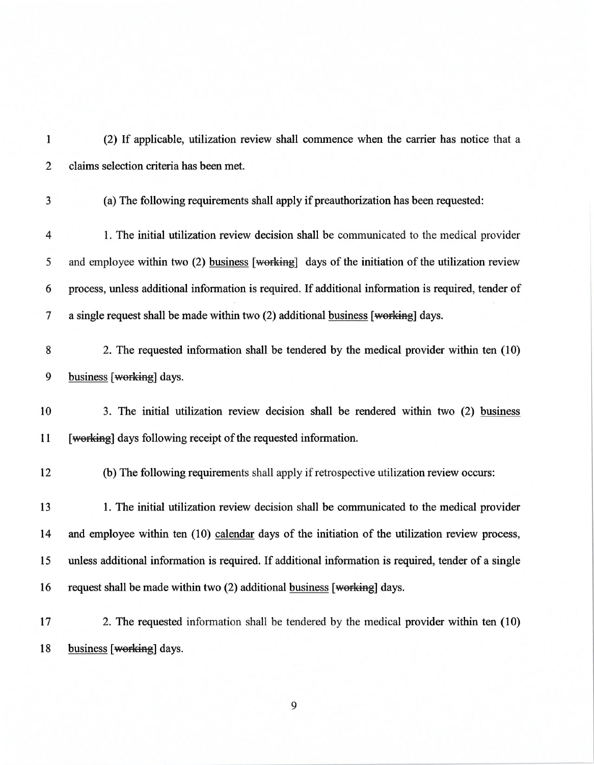(2) If applicable, utilization review shall commence when the carrier has notice that a claims selection criteria has been met.

(a) The following requirements shall apply if preauthorization has been requested:

1. The initial utilization review decision shall be communicated to the medical provider and employee within two (2) <u>business</u> [~~working~~] days of the initiation of the utilization review process, unless additional information is required. If additional information is required, tender of a single request shall be made within two (2) additional <u>business</u> [~~working~~] days.

2. The requested information shall be tendered by the medical provider within ten (10) <u>business</u> [~~working~~] days.

3. The initial utilization review decision shall be rendered within two (2) <u>business</u> [~~working~~] days following receipt of the requested information.

(b) The following requirements shall apply if retrospective utilization review occurs:

1. The initial utilization review decision shall be communicated to the medical provider and employee within ten (10) <u>calendar</u> days of the initiation of the utilization review process, unless additional information is required. If additional information is required, tender of a single request shall be made within two (2) additional <u>business</u> [~~working~~] days.

2. The requested information shall be tendered by the medical provider within ten (10) <u>business</u> [~~working~~] days.